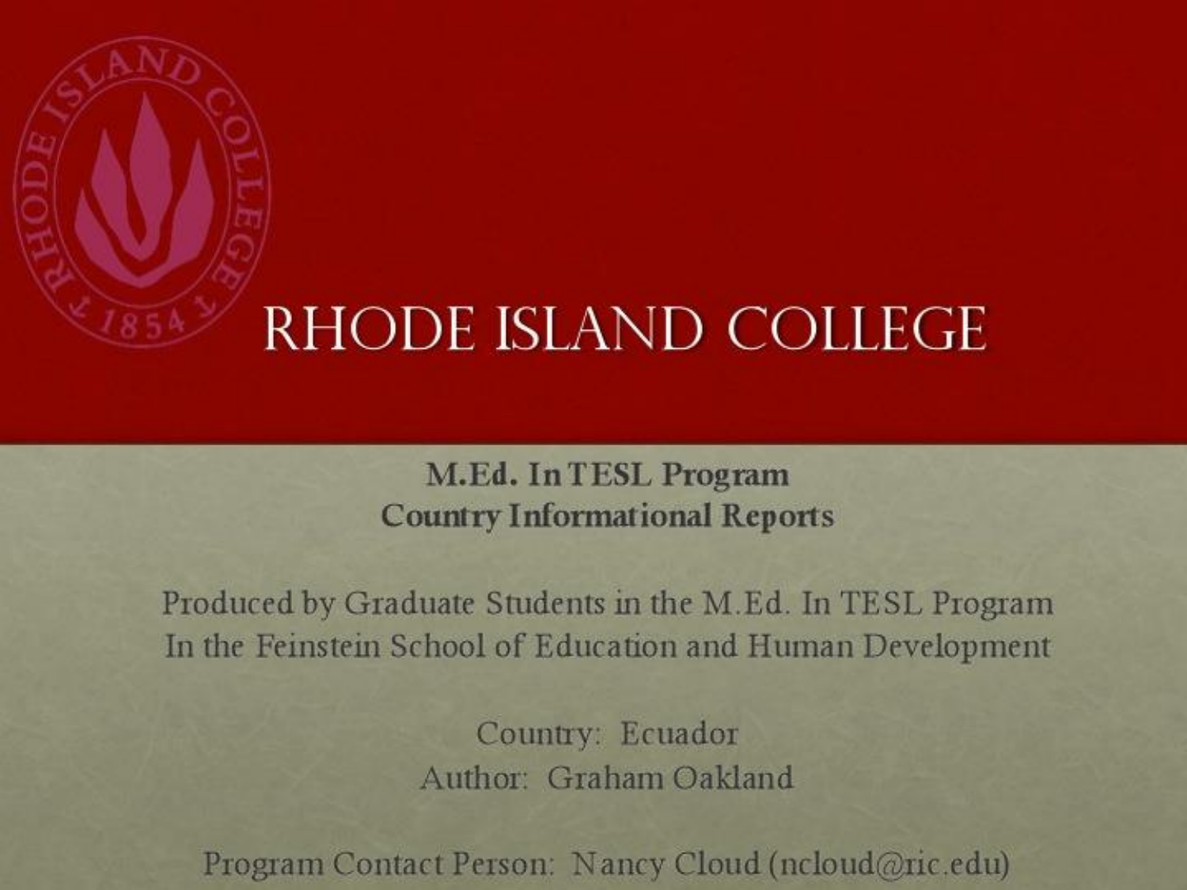# RHODE ISLAND COLLEGE

**M.Ed. In TESL Program**
**Country Informational Reports**

Produced by Graduate Students in the M.Ed. In TESL Program
In the Feinstein School of Education and Human Development

Country: Ecuador
Author: Graham Oakland

Program Contact Person: Nancy Cloud (ncloud@ric.edu)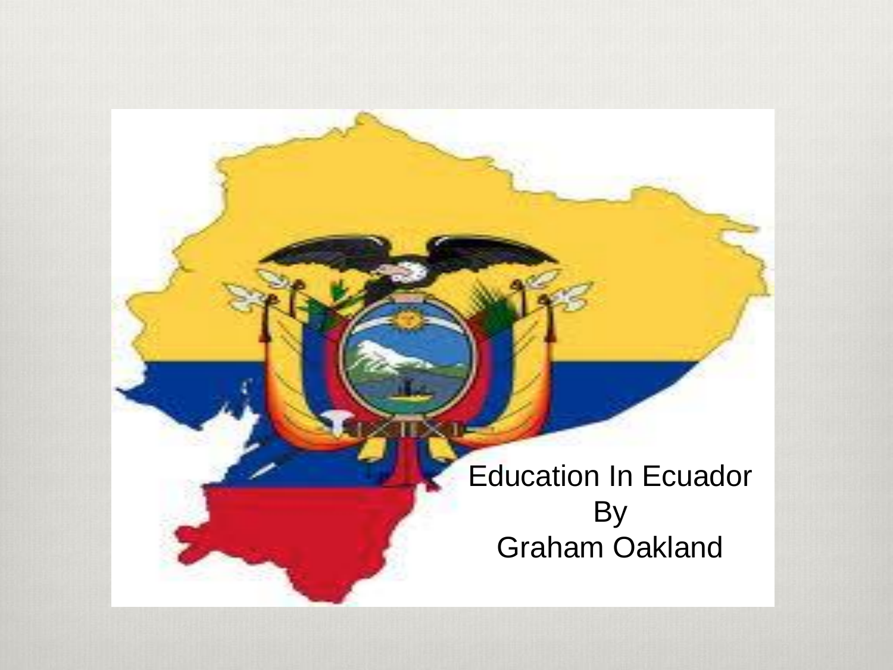Education In Ecuador

By

Graham Oakland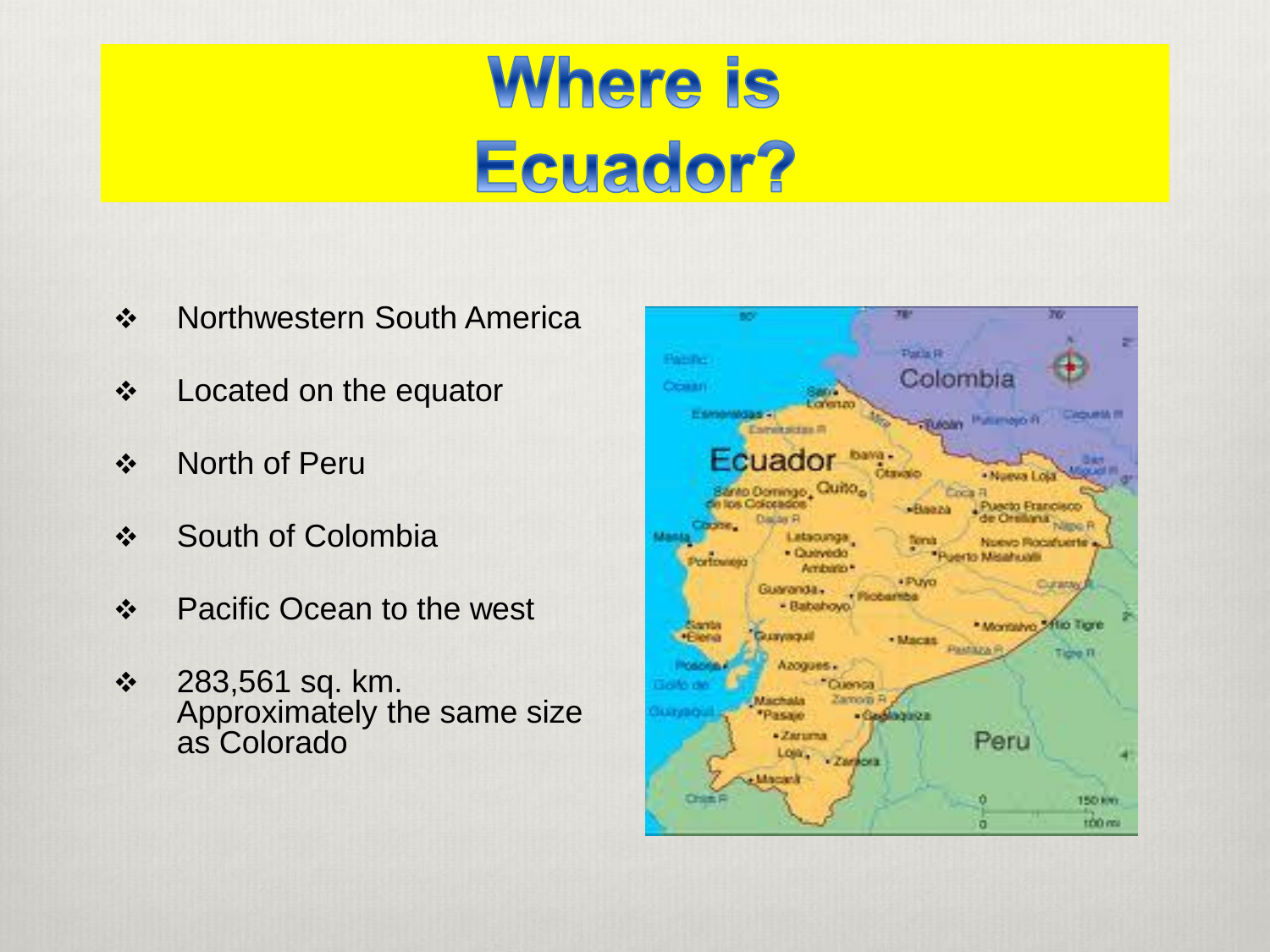# Where is Ecuador?

- Northwestern South America
- Located on the equator
- North of Peru
- South of Colombia
- Pacific Ocean to the west
- 283,561 sq. km. Approximately the same size as Colorado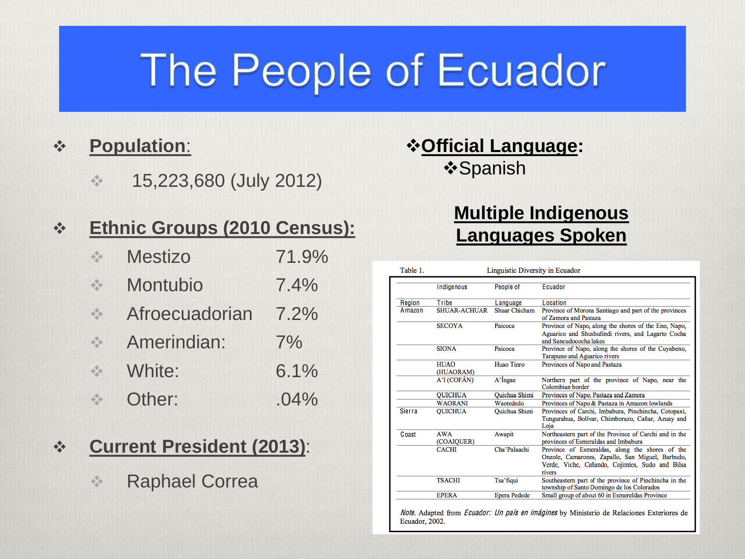# The People of Ecuador

- **Population**:
  - 15,223,680 (July 2012)

- **Ethnic Groups (2010 Census):**
  - Mestizo 71.9%
  - Montubio 7.4%
  - Afroecuadorian 7.2%
  - Amerindian: 7%
  - White: 6.1%
  - Other: .04%

- **Current President (2013)**:
  - Raphael Correa

- **Official Language**:
  - Spanish

## Multiple Indigenous Languages Spoken

Table 1. Linguistic Diversity in Ecuador

| Region | Indigenous Tribe | People of Language | Ecuador Location |
|---|---|---|---|
| Amazon | SHUAR-ACHUAR | Shuar Chicham | Province of Morona Santiago and part of the provinces of Zamora and Pastaza |
| | SECOYA | Paicoca | Province of Napo, along the shores of the Eno, Napo, Aguarico and Shushufindi rivers, and Lagarto Cocha and Sancudococha lakes |
| | SIONA | Paicoca | Province of Napo, along the shores of the Cuyabeno, Tarapuno and Aguarico rivers |
| | HUAO (HUAORAM) | Huao Tinro | Provinces of Napo and Pastaza |
| | A'I (COFÁN) | A'Íngae | Northern part of the province of Napo, near the Colombian border |
| | QUICHUA | Quichua Shimi | Provinces of Napo, Pastaza and Zamora |
| | WAORANI | Waotededo | Provinces of Napo & Pastaza in Amazon lowlands |
| Sierra | QUICHUA | Quichua Shuni | Provinces of Carchi, Imbabura, Pinchincha, Cotopaxi, Tungurahua, Bolívar, Chimborazo, Cañar, Azuay and Loja |
| Coast | AWA (COAIQUER) | Awapit | Northeastern part of the Province of Carchi and in the provinces of Esmeraldas and Imbabura |
| | CACHI | Cha'Palaachi | Province of Esmeraldas, along the shores of the Onzole, Camarones, Zapallo, San Miguel, Barbudo, Verde, Viche, Cañando, Cojimíes, Sudo and Bilsa rivers |
| | TSACHI | Tsa'fiqui | Southeastern part of the province of Pinchincha in the township of Santo Domingo de los Colorados |
| | EPERA | Epera Pedede | Small group of about 60 in Esmereldas Province |

*Note.* Adapted from *Ecuador: Un país en imágines* by Ministerio de Relaciones Exteriores de Ecuador, 2002.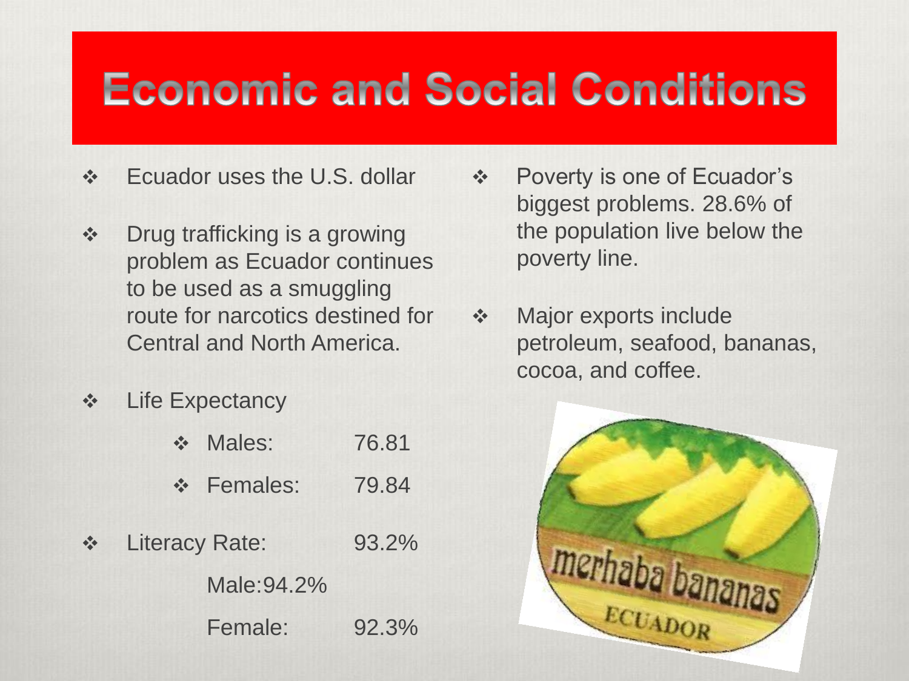# Economic and Social Conditions

- Ecuador uses the U.S. dollar
- Drug trafficking is a growing problem as Ecuador continues to be used as a smuggling route for narcotics destined for Central and North America.
- Life Expectancy
  - Males: 76.81
  - Females: 79.84
- Literacy Rate: 93.2%

  Male:94.2%

  Female: 92.3%
- Poverty is one of Ecuador's biggest problems. 28.6% of the population live below the poverty line.
- Major exports include petroleum, seafood, bananas, cocoa, and coffee.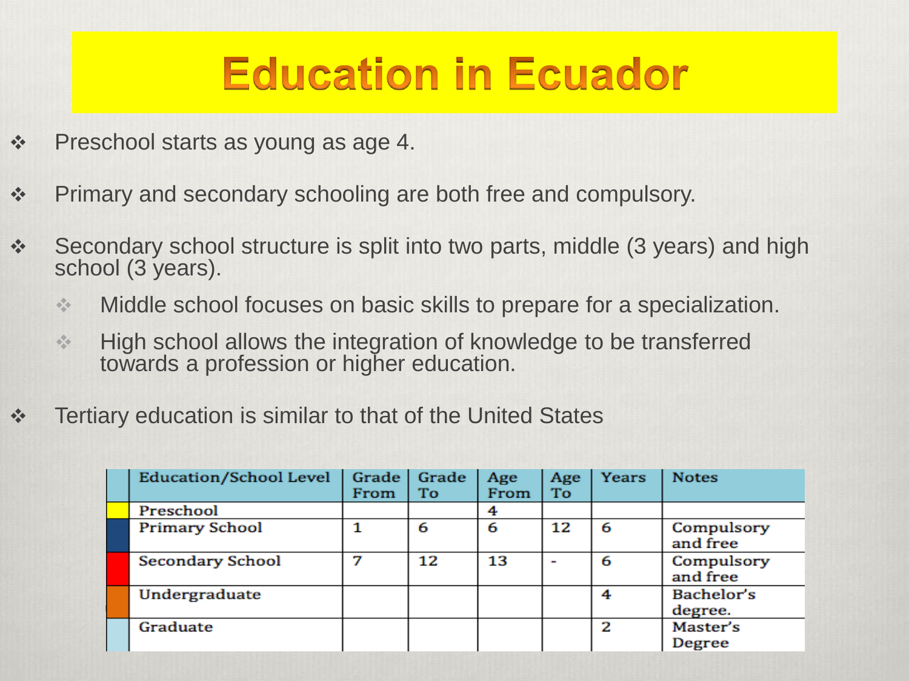# Education in Ecuador

- Preschool starts as young as age 4.
- Primary and secondary schooling are both free and compulsory.
- Secondary school structure is split into two parts, middle (3 years) and high school (3 years).
  - Middle school focuses on basic skills to prepare for a specialization.
  - High school allows the integration of knowledge to be transferred towards a profession or higher education.
- Tertiary education is similar to that of the United States

| | Education/School Level | Grade From | Grade To | Age From | Age To | Years | Notes |
|---|---|---|---|---|---|---|---|
| | Preschool | | | 4 | | | |
| | Primary School | 1 | 6 | 6 | 12 | 6 | Compulsory and free |
| | Secondary School | 7 | 12 | 13 | - | 6 | Compulsory and free |
| | Undergraduate | | | | | 4 | Bachelor's degree. |
| | Graduate | | | | | 2 | Master's Degree |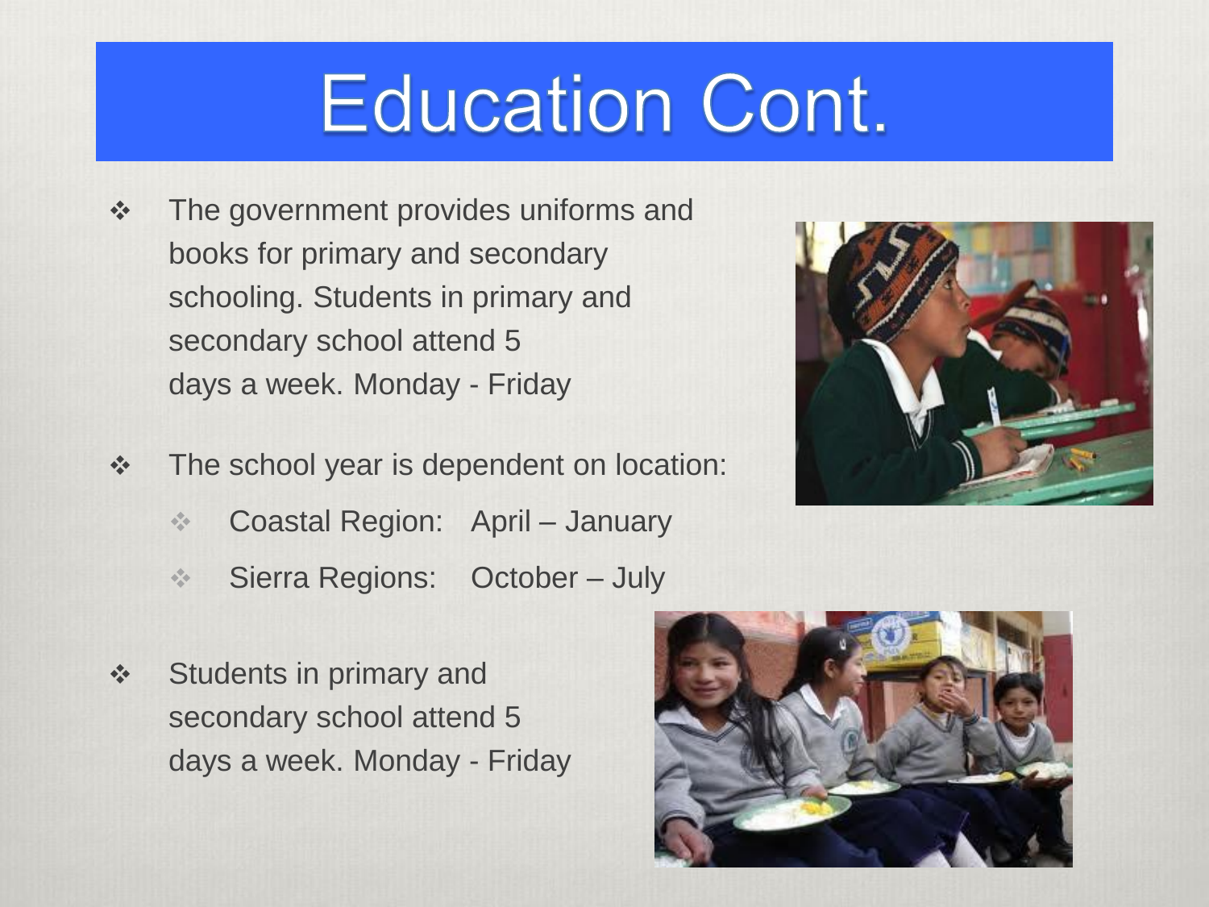# Education Cont.

- The government provides uniforms and books for primary and secondary schooling. Students in primary and secondary school attend 5 days a week. Monday - Friday
- The school year is dependent on location:
  - Coastal Region: April – January
  - Sierra Regions: October – July
- Students in primary and secondary school attend 5 days a week. Monday - Friday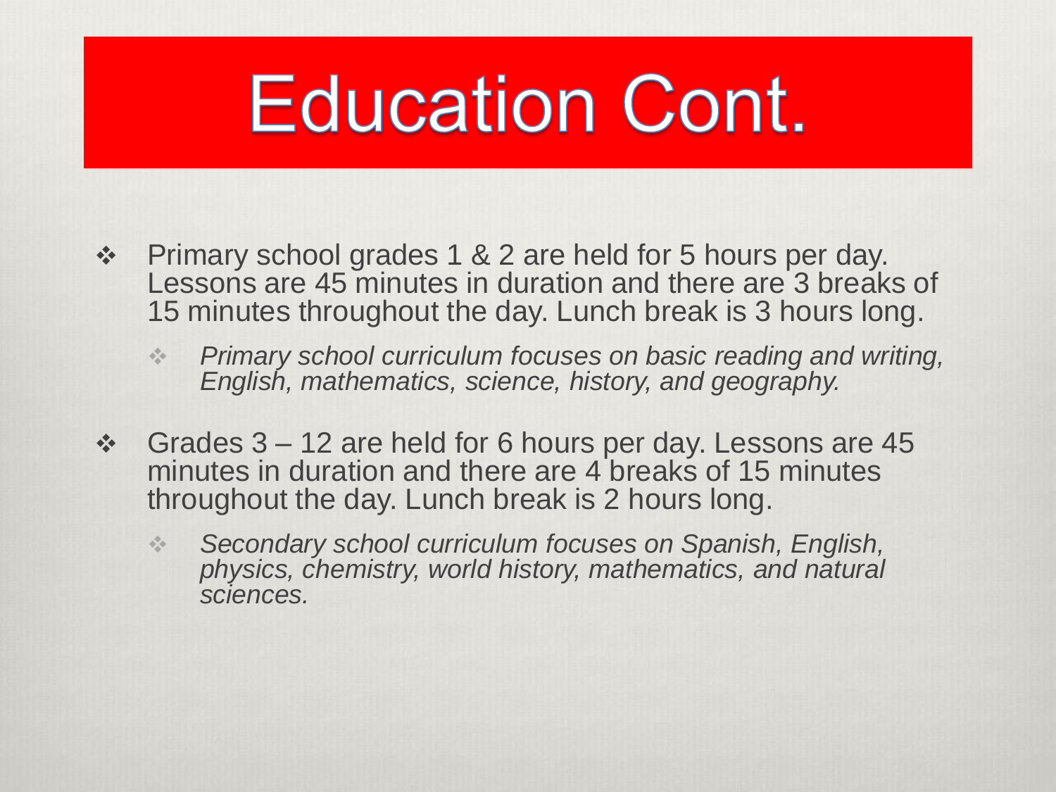# Education Cont.

- Primary school grades 1 & 2 are held for 5 hours per day. Lessons are 45 minutes in duration and there are 3 breaks of 15 minutes throughout the day. Lunch break is 3 hours long.
  - *Primary school curriculum focuses on basic reading and writing, English, mathematics, science, history, and geography.*
- Grades 3 – 12 are held for 6 hours per day. Lessons are 45 minutes in duration and there are 4 breaks of 15 minutes throughout the day. Lunch break is 2 hours long.
  - *Secondary school curriculum focuses on Spanish, English, physics, chemistry, world history, mathematics, and natural sciences.*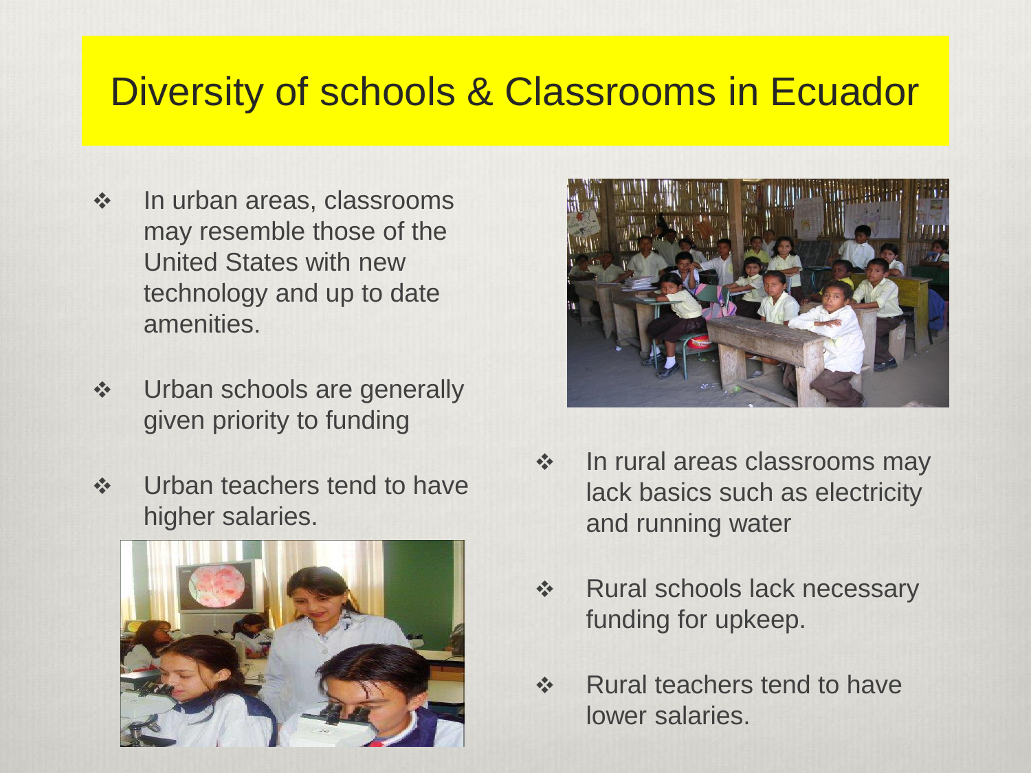# Diversity of schools & Classrooms in Ecuador

- In urban areas, classrooms may resemble those of the United States with new technology and up to date amenities.
- Urban schools are generally given priority to funding
- Urban teachers tend to have higher salaries.

- In rural areas classrooms may lack basics such as electricity and running water
- Rural schools lack necessary funding for upkeep.
- Rural teachers tend to have lower salaries.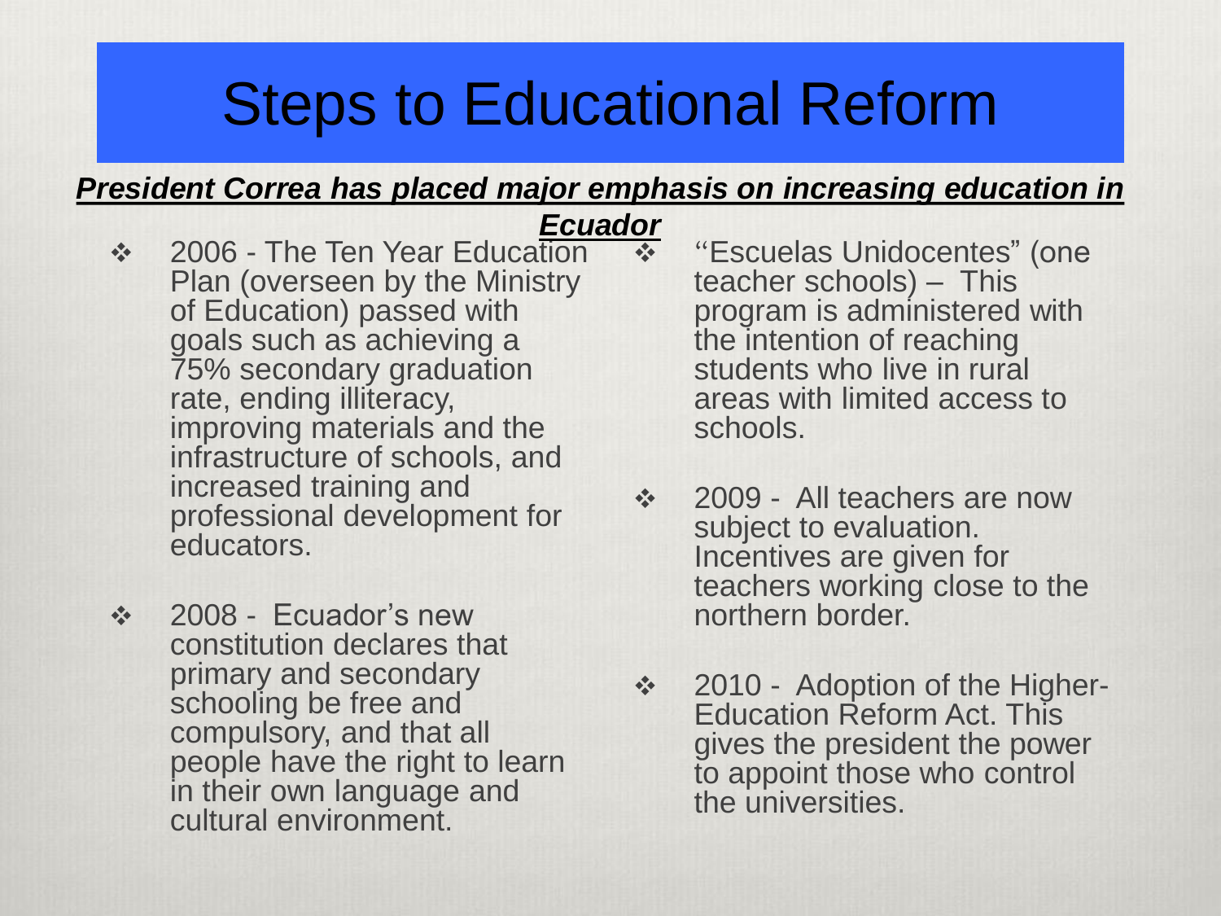# Steps to Educational Reform

***President Correa has placed major emphasis on increasing education in Ecuador***

- 2006 - The Ten Year Education Plan (overseen by the Ministry of Education) passed with goals such as achieving a 75% secondary graduation rate, ending illiteracy, improving materials and the infrastructure of schools, and increased training and professional development for educators.

- 2008 - Ecuador's new constitution declares that primary and secondary schooling be free and compulsory, and that all people have the right to learn in their own language and cultural environment.

- "Escuelas Unidocentes" (one teacher schools) – This program is administered with the intention of reaching students who live in rural areas with limited access to schools.

- 2009 - All teachers are now subject to evaluation. Incentives are given for teachers working close to the northern border.

- 2010 - Adoption of the Higher-Education Reform Act. This gives the president the power to appoint those who control the universities.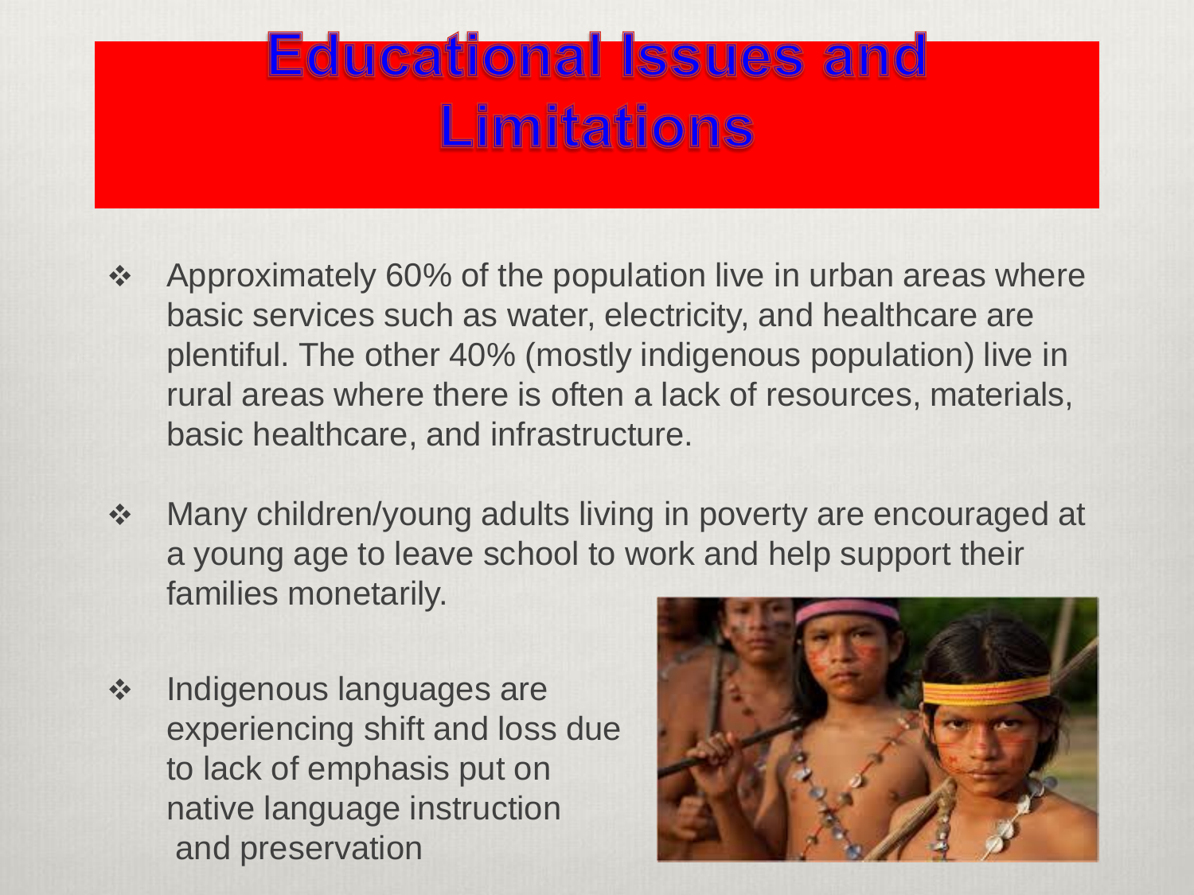# Educational Issues and Limitations

- Approximately 60% of the population live in urban areas where basic services such as water, electricity, and healthcare are plentiful. The other 40% (mostly indigenous population) live in rural areas where there is often a lack of resources, materials, basic healthcare, and infrastructure.

- Many children/young adults living in poverty are encouraged at a young age to leave school to work and help support their families monetarily.

- Indigenous languages are experiencing shift and loss due to lack of emphasis put on native language instruction and preservation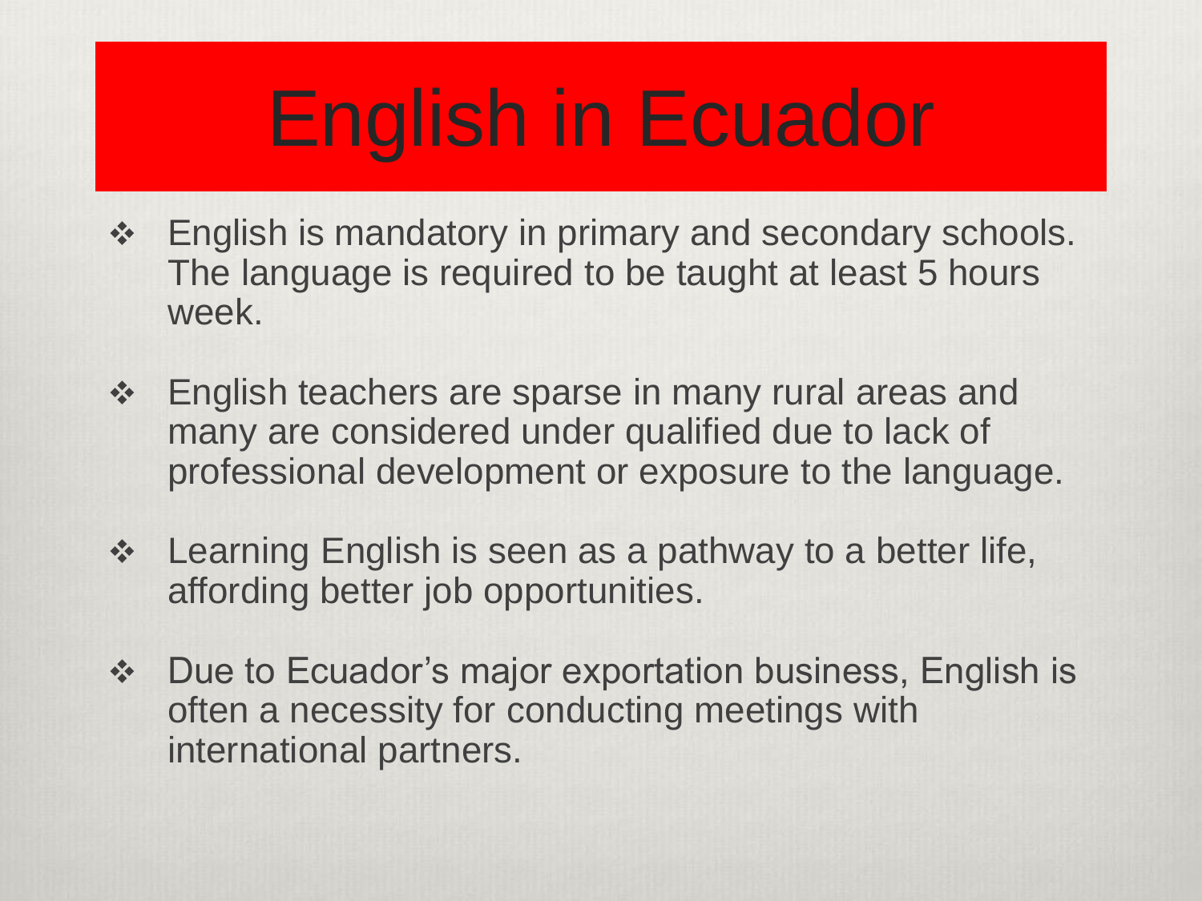# English in Ecuador

- English is mandatory in primary and secondary schools. The language is required to be taught at least 5 hours week.
- English teachers are sparse in many rural areas and many are considered under qualified due to lack of professional development or exposure to the language.
- Learning English is seen as a pathway to a better life, affording better job opportunities.
- Due to Ecuador's major exportation business, English is often a necessity for conducting meetings with international partners.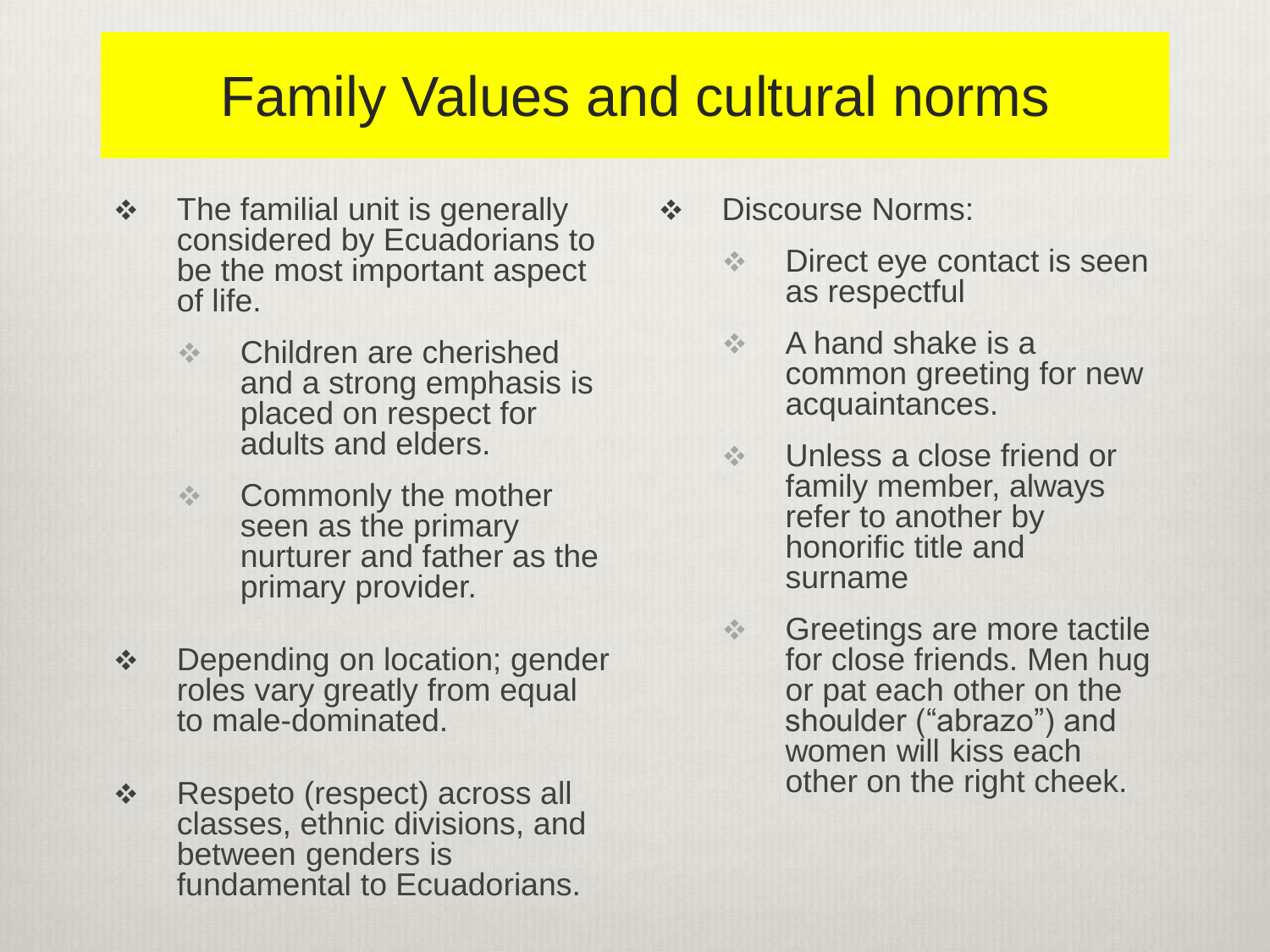# Family Values and cultural norms

- The familial unit is generally considered by Ecuadorians to be the most important aspect of life.
  - Children are cherished and a strong emphasis is placed on respect for adults and elders.
  - Commonly the mother seen as the primary nurturer and father as the primary provider.
- Depending on location; gender roles vary greatly from equal to male-dominated.
- Respeto (respect) across all classes, ethnic divisions, and between genders is fundamental to Ecuadorians.

- Discourse Norms:
  - Direct eye contact is seen as respectful
  - A hand shake is a common greeting for new acquaintances.
  - Unless a close friend or family member, always refer to another by honorific title and surname
  - Greetings are more tactile for close friends. Men hug or pat each other on the shoulder (“abrazo”) and women will kiss each other on the right cheek.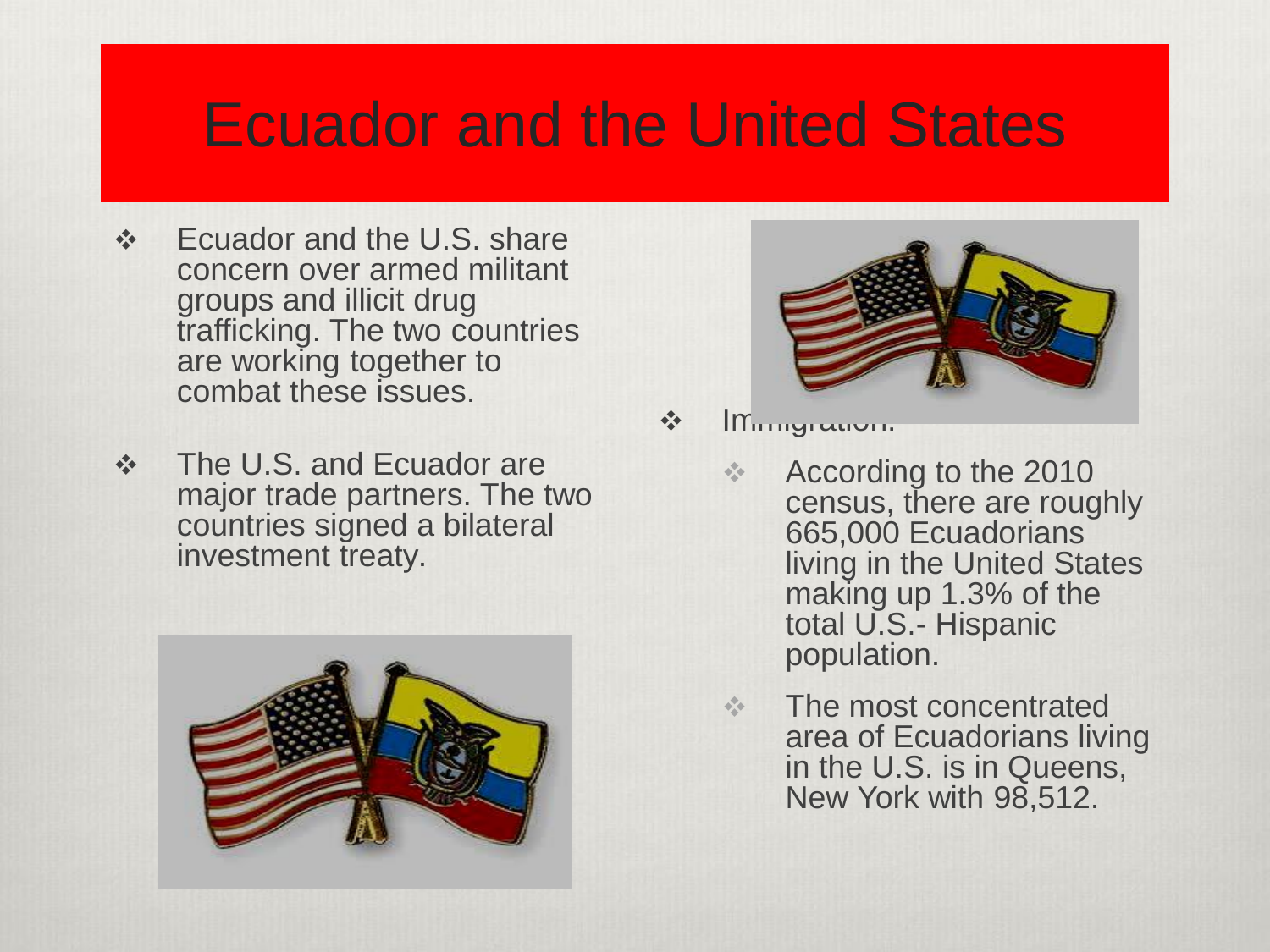# Ecuador and the United States

- Ecuador and the U.S. share concern over armed militant groups and illicit drug trafficking. The two countries are working together to combat these issues.
- The U.S. and Ecuador are major trade partners. The two countries signed a bilateral investment treaty.
- Immigration:
  - According to the 2010 census, there are roughly 665,000 Ecuadorians living in the United States making up 1.3% of the total U.S.- Hispanic population.
  - The most concentrated area of Ecuadorians living in the U.S. is in Queens, New York with 98,512.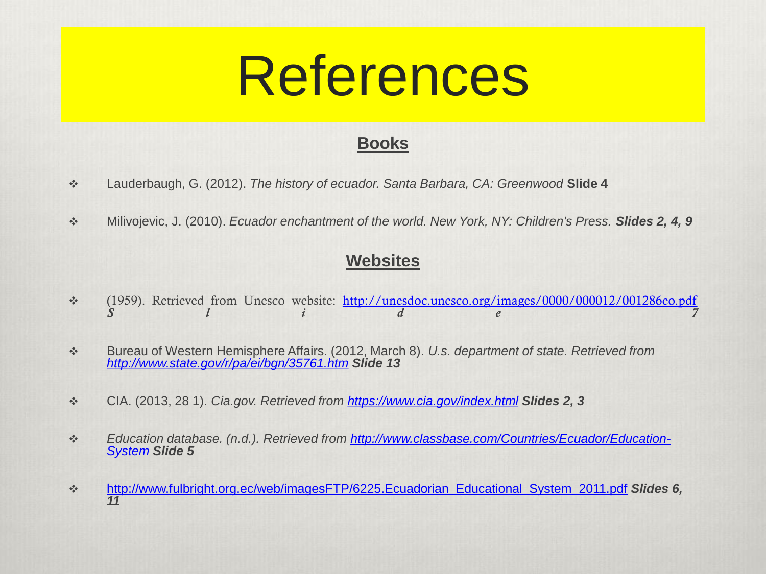# References

## Books

- Lauderbaugh, G. (2012). *The history of ecuador. Santa Barbara, CA: Greenwood* **Slide 4**

- Milivojevic, J. (2010). *Ecuador enchantment of the world. New York, NY: Children's Press.* ***Slides 2, 4, 9***

## Websites

- (1959). Retrieved from Unesco website: http://unesdoc.unesco.org/images/0000/000012/001286eo.pdf ***Slide 7***

- Bureau of Western Hemisphere Affairs. (2012, March 8). *U.s. department of state. Retrieved from http://www.state.gov/r/pa/ei/bgn/35761.htm* ***Slide 13***

- CIA. (2013, 28 1). *Cia.gov. Retrieved from https://www.cia.gov/index.html* ***Slides 2, 3***

- *Education database. (n.d.). Retrieved from http://www.classbase.com/Countries/Ecuador/Education-System* ***Slide 5***

- http://www.fulbright.org.ec/web/imagesFTP/6225.Ecuadorian_Educational_System_2011.pdf ***Slides 6, 11***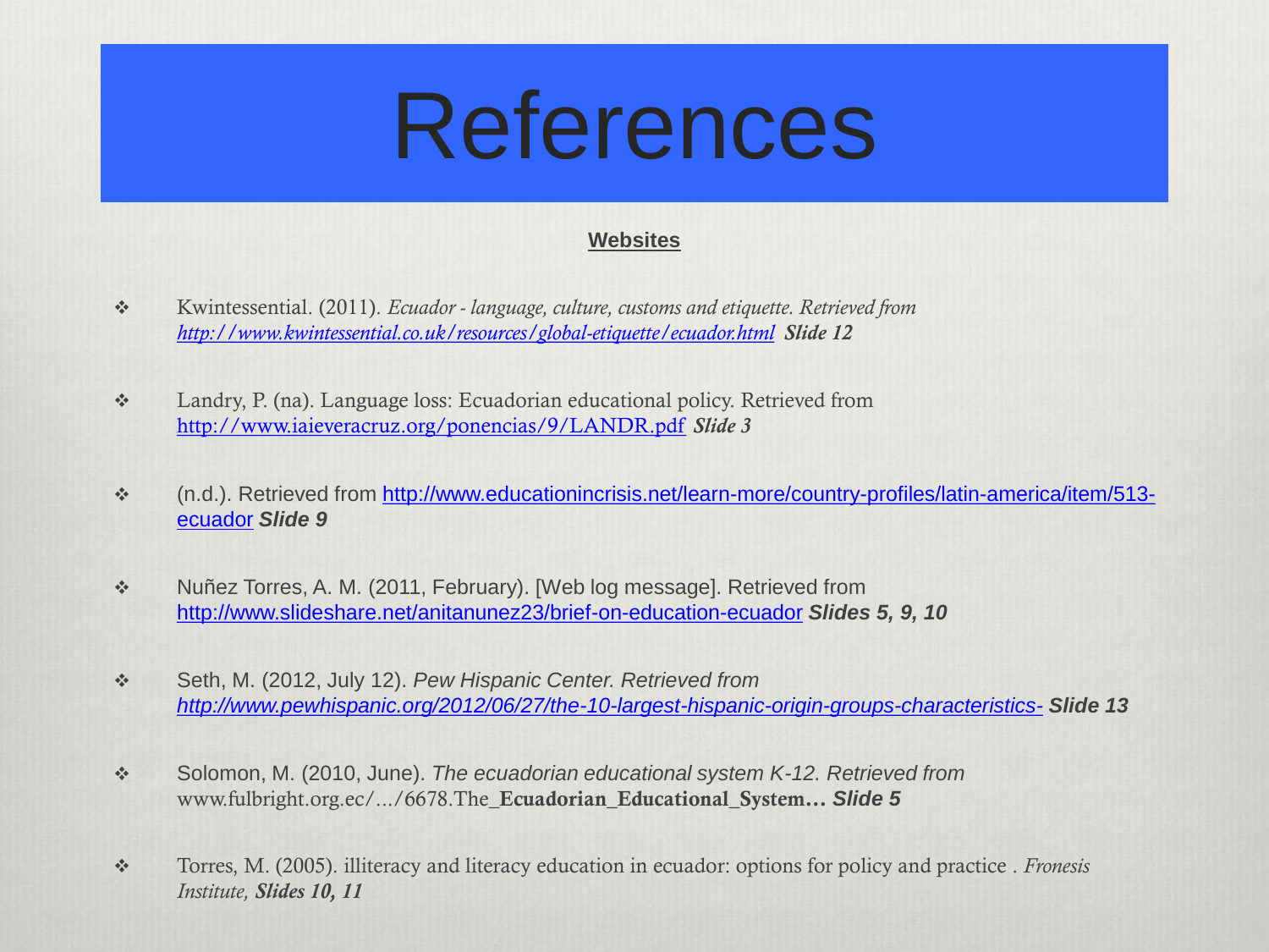# References

**Websites**

- Kwintessential. (2011). *Ecuador - language, culture, customs and etiquette. Retrieved from [http://www.kwintessential.co.uk/resources/global-etiquette/ecuador.html](http://www.kwintessential.co.uk/resources/global-etiquette/ecuador.html)* ***Slide 12***

- Landry, P. (na). Language loss: Ecuadorian educational policy. Retrieved from [http://www.iaieveracruz.org/ponencias/9/LANDR.pdf](http://www.iaieveracruz.org/ponencias/9/LANDR.pdf) ***Slide 3***

- (n.d.). Retrieved from [http://www.educationincrisis.net/learn-more/country-profiles/latin-america/item/513-ecuador](http://www.educationincrisis.net/learn-more/country-profiles/latin-america/item/513-ecuador) ***Slide 9***

- Nuñez Torres, A. M. (2011, February). [Web log message]. Retrieved from [http://www.slideshare.net/anitanunez23/brief-on-education-ecuador](http://www.slideshare.net/anitanunez23/brief-on-education-ecuador) ***Slides 5, 9, 10***

- Seth, M. (2012, July 12). *Pew Hispanic Center. Retrieved from [http://www.pewhispanic.org/2012/06/27/the-10-largest-hispanic-origin-groups-characteristics-](http://www.pewhispanic.org/2012/06/27/the-10-largest-hispanic-origin-groups-characteristics-)* ***Slide 13***

- Solomon, M. (2010, June). *The ecuadorian educational system K-12. Retrieved from* www.fulbright.org.ec/.../6678.The_**Ecuadorian_Educational_System…** ***Slide 5***

- Torres, M. (2005). illiteracy and literacy education in ecuador: options for policy and practice . *Fronesis Institute,* ***Slides 10, 11***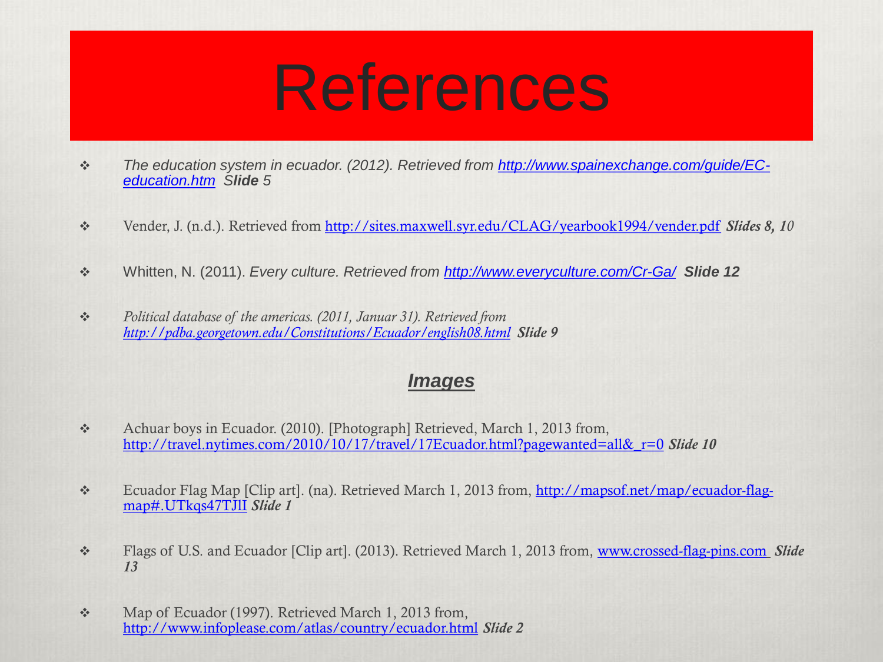# References

- *The education system in ecuador. (2012). Retrieved from [http://www.spainexchange.com/guide/EC-education.htm](http://www.spainexchange.com/guide/EC-education.htm) S**lide** 5*

- Vender, J. (n.d.). Retrieved from [http://sites.maxwell.syr.edu/CLAG/yearbook1994/vender.pdf](http://sites.maxwell.syr.edu/CLAG/yearbook1994/vender.pdf) ***Slides 8, 1**0*

- Whitten, N. (2011). *Every culture. Retrieved from [http://www.everyculture.com/Cr-Ga/](http://www.everyculture.com/Cr-Ga/)* ***Slide 12***

- *Political database of the americas. (2011, Januar 31). Retrieved from [http://pdba.georgetown.edu/Constitutions/Ecuador/english08.html](http://pdba.georgetown.edu/Constitutions/Ecuador/english08.html)* ***Slide 9***

## Images

- Achuar boys in Ecuador. (2010). [Photograph] Retrieved, March 1, 2013 from, [http://travel.nytimes.com/2010/10/17/travel/17Ecuador.html?pagewanted=all&_r=0](http://travel.nytimes.com/2010/10/17/travel/17Ecuador.html?pagewanted=all&_r=0) ***Slide 10***

- Ecuador Flag Map [Clip art]. (na). Retrieved March 1, 2013 from, [http://mapsof.net/map/ecuador-flag-map#.UTkqs47TJlI](http://mapsof.net/map/ecuador-flag-map#.UTkqs47TJlI) ***Slide 1***

- Flags of U.S. and Ecuador [Clip art]. (2013). Retrieved March 1, 2013 from, [www.crossed-flag-pins.com](www.crossed-flag-pins.com) ***Slide 13***

- Map of Ecuador (1997). Retrieved March 1, 2013 from, [http://www.infoplease.com/atlas/country/ecuador.html](http://www.infoplease.com/atlas/country/ecuador.html) ***Slide 2***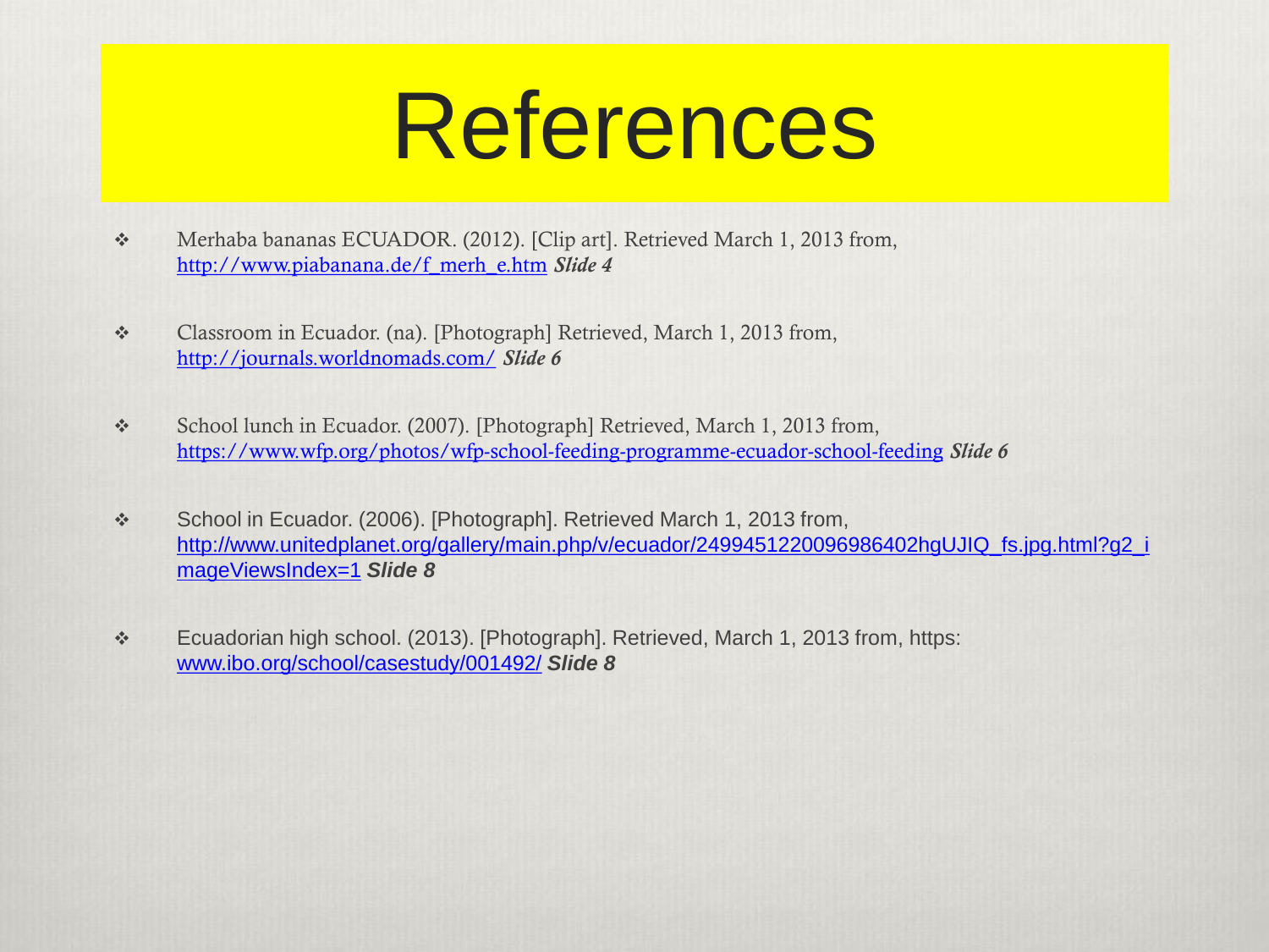# References

- Merhaba bananas ECUADOR. (2012). [Clip art]. Retrieved March 1, 2013 from, http://www.piabanana.de/f_merh_e.htm ***Slide 4***

- Classroom in Ecuador. (na). [Photograph] Retrieved, March 1, 2013 from, http://journals.worldnomads.com/ ***Slide 6***

- School lunch in Ecuador. (2007). [Photograph] Retrieved, March 1, 2013 from, https://www.wfp.org/photos/wfp-school-feeding-programme-ecuador-school-feeding ***Slide 6***

- School in Ecuador. (2006). [Photograph]. Retrieved March 1, 2013 from, http://www.unitedplanet.org/gallery/main.php/v/ecuador/2499451220096986402hgUJIQ_fs.jpg.html?g2_imageViewsIndex=1 ***Slide 8***

- Ecuadorian high school. (2013). [Photograph]. Retrieved, March 1, 2013 from, https: www.ibo.org/school/casestudy/001492/ ***Slide 8***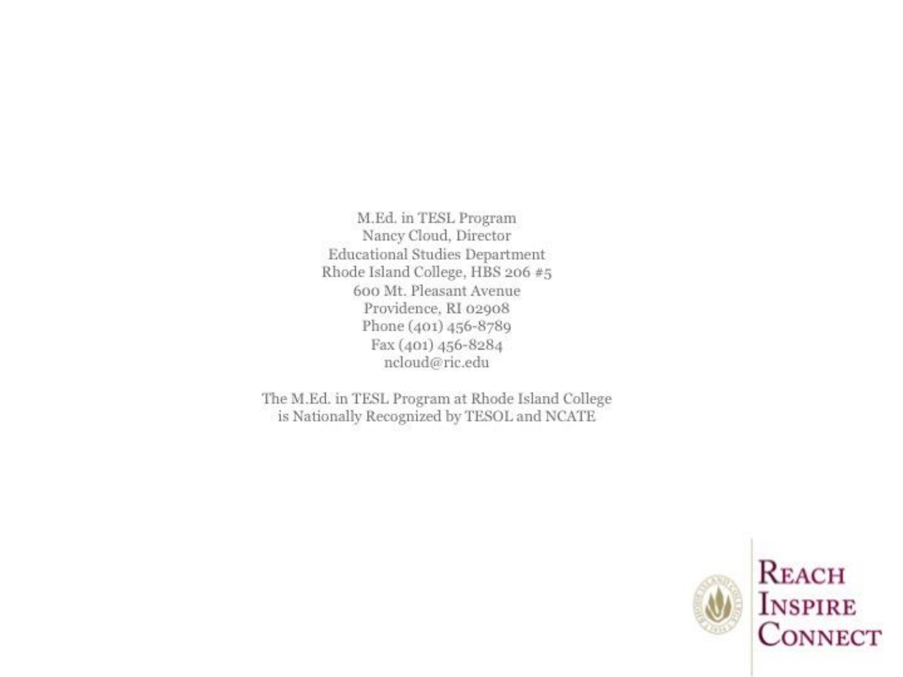M.Ed. in TESL Program
Nancy Cloud, Director
Educational Studies Department
Rhode Island College, HBS 206 #5
600 Mt. Pleasant Avenue
Providence, RI 02908
Phone (401) 456-8789
Fax (401) 456-8284
ncloud@ric.edu

The M.Ed. in TESL Program at Rhode Island College
is Nationally Recognized by TESOL and NCATE

Reach
Inspire
Connect